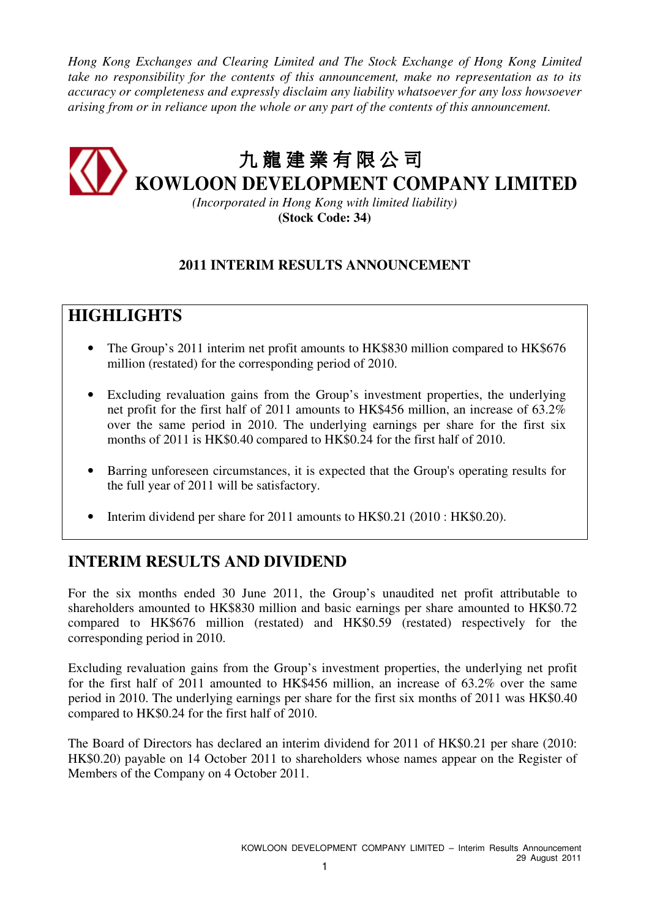*Hong Kong Exchanges and Clearing Limited and The Stock Exchange of Hong Kong Limited take no responsibility for the contents of this announcement, make no representation as to its accuracy or completeness and expressly disclaim any liability whatsoever for any loss howsoever arising from or in reliance upon the whole or any part of the contents of this announcement.*

# 九 龍 建 業 有 限 公 司
# KOWLOON DEVELOPMENT COMPANY LIMITED

*(Incorporated in Hong Kong with limited liability)*
**(Stock Code: 34)**

## 2011 INTERIM RESULTS ANNOUNCEMENT

## HIGHLIGHTS

- The Group's 2011 interim net profit amounts to HK$830 million compared to HK$676 million (restated) for the corresponding period of 2010.
- Excluding revaluation gains from the Group's investment properties, the underlying net profit for the first half of 2011 amounts to HK$456 million, an increase of 63.2% over the same period in 2010. The underlying earnings per share for the first six months of 2011 is HK$0.40 compared to HK$0.24 for the first half of 2010.
- Barring unforeseen circumstances, it is expected that the Group's operating results for the full year of 2011 will be satisfactory.
- Interim dividend per share for 2011 amounts to HK$0.21 (2010 : HK$0.20).

## INTERIM RESULTS AND DIVIDEND

For the six months ended 30 June 2011, the Group's unaudited net profit attributable to shareholders amounted to HK$830 million and basic earnings per share amounted to HK$0.72 compared to HK$676 million (restated) and HK$0.59 (restated) respectively for the corresponding period in 2010.

Excluding revaluation gains from the Group's investment properties, the underlying net profit for the first half of 2011 amounted to HK$456 million, an increase of 63.2% over the same period in 2010. The underlying earnings per share for the first six months of 2011 was HK$0.40 compared to HK$0.24 for the first half of 2010.

The Board of Directors has declared an interim dividend for 2011 of HK$0.21 per share (2010: HK$0.20) payable on 14 October 2011 to shareholders whose names appear on the Register of Members of the Company on 4 October 2011.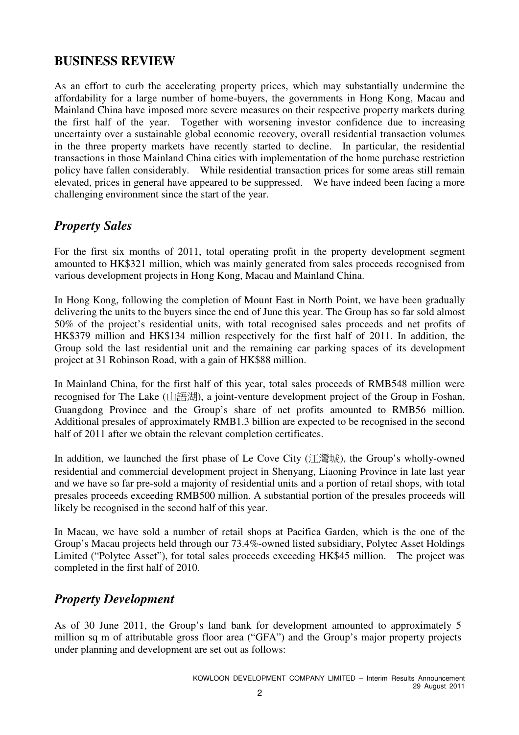# BUSINESS REVIEW

As an effort to curb the accelerating property prices, which may substantially undermine the affordability for a large number of home-buyers, the governments in Hong Kong, Macau and Mainland China have imposed more severe measures on their respective property markets during the first half of the year. Together with worsening investor confidence due to increasing uncertainty over a sustainable global economic recovery, overall residential transaction volumes in the three property markets have recently started to decline. In particular, the residential transactions in those Mainland China cities with implementation of the home purchase restriction policy have fallen considerably. While residential transaction prices for some areas still remain elevated, prices in general have appeared to be suppressed. We have indeed been facing a more challenging environment since the start of the year.

## *Property Sales*

For the first six months of 2011, total operating profit in the property development segment amounted to HK$321 million, which was mainly generated from sales proceeds recognised from various development projects in Hong Kong, Macau and Mainland China.

In Hong Kong, following the completion of Mount East in North Point, we have been gradually delivering the units to the buyers since the end of June this year. The Group has so far sold almost 50% of the project's residential units, with total recognised sales proceeds and net profits of HK$379 million and HK$134 million respectively for the first half of 2011. In addition, the Group sold the last residential unit and the remaining car parking spaces of its development project at 31 Robinson Road, with a gain of HK$88 million.

In Mainland China, for the first half of this year, total sales proceeds of RMB548 million were recognised for The Lake (山語湖), a joint-venture development project of the Group in Foshan, Guangdong Province and the Group's share of net profits amounted to RMB56 million. Additional presales of approximately RMB1.3 billion are expected to be recognised in the second half of 2011 after we obtain the relevant completion certificates.

In addition, we launched the first phase of Le Cove City (江灣城), the Group's wholly-owned residential and commercial development project in Shenyang, Liaoning Province in late last year and we have so far pre-sold a majority of residential units and a portion of retail shops, with total presales proceeds exceeding RMB500 million. A substantial portion of the presales proceeds will likely be recognised in the second half of this year.

In Macau, we have sold a number of retail shops at Pacifica Garden, which is the one of the Group's Macau projects held through our 73.4%-owned listed subsidiary, Polytec Asset Holdings Limited ("Polytec Asset"), for total sales proceeds exceeding HK$45 million. The project was completed in the first half of 2010.

## *Property Development*

As of 30 June 2011, the Group's land bank for development amounted to approximately 5 million sq m of attributable gross floor area ("GFA") and the Group's major property projects under planning and development are set out as follows: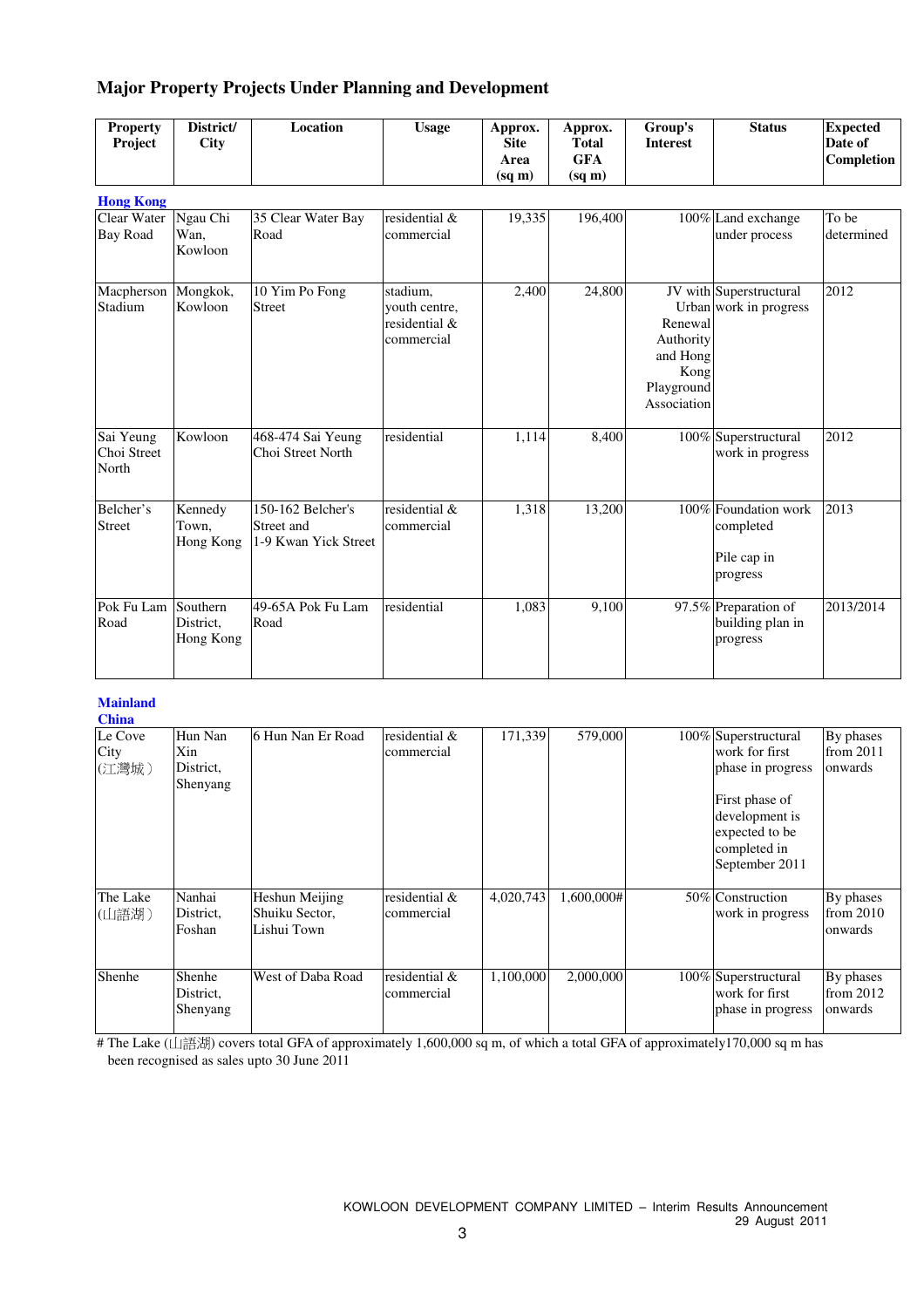## Major Property Projects Under Planning and Development

| Property Project | District/ City | Location | Usage | Approx. Site Area (sq m) | Approx. Total GFA (sq m) | Group's Interest | Status | Expected Date of Completion |
|---|---|---|---|---|---|---|---|---|
| **Hong Kong** | | | | | | | | |
| Clear Water Bay Road | Ngau Chi Wan, Kowloon | 35 Clear Water Bay Road | residential & commercial | 19,335 | 196,400 | 100% | Land exchange under process | To be determined |
| Macpherson Stadium | Mongkok, Kowloon | 10 Yim Po Fong Street | stadium, youth centre, residential & commercial | 2,400 | 24,800 | JV with Urban Renewal Authority and Hong Kong Playground Association | Superstructural work in progress | 2012 |
| Sai Yeung Choi Street North | Kowloon | 468-474 Sai Yeung Choi Street North | residential | 1,114 | 8,400 | 100% | Superstructural work in progress | 2012 |
| Belcher's Street | Kennedy Town, Hong Kong | 150-162 Belcher's Street and 1-9 Kwan Yick Street | residential & commercial | 1,318 | 13,200 | 100% | Foundation work completed<br><br>Pile cap in progress | 2013 |
| Pok Fu Lam Road | Southern District, Hong Kong | 49-65A Pok Fu Lam Road | residential | 1,083 | 9,100 | 97.5% | Preparation of building plan in progress | 2013/2014 |
| **Mainland China** | | | | | | | | |
| Le Cove City (江灣城) | Hun Nan Xin District, Shenyang | 6 Hun Nan Er Road | residential & commercial | 171,339 | 579,000 | 100% | Superstructural work for first phase in progress<br><br>First phase of development is expected to be completed in September 2011 | By phases from 2011 onwards |
| The Lake (山語湖) | Nanhai District, Foshan | Heshun Meijing Shuiku Sector, Lishui Town | residential & commercial | 4,020,743 | 1,600,000# | 50% | Construction work in progress | By phases from 2010 onwards |
| Shenhe | Shenhe District, Shenyang | West of Daba Road | residential & commercial | 1,100,000 | 2,000,000 | 100% | Superstructural work for first phase in progress | By phases from 2012 onwards |

# The Lake (山語湖) covers total GFA of approximately 1,600,000 sq m, of which a total GFA of approximately170,000 sq m has been recognised as sales upto 30 June 2011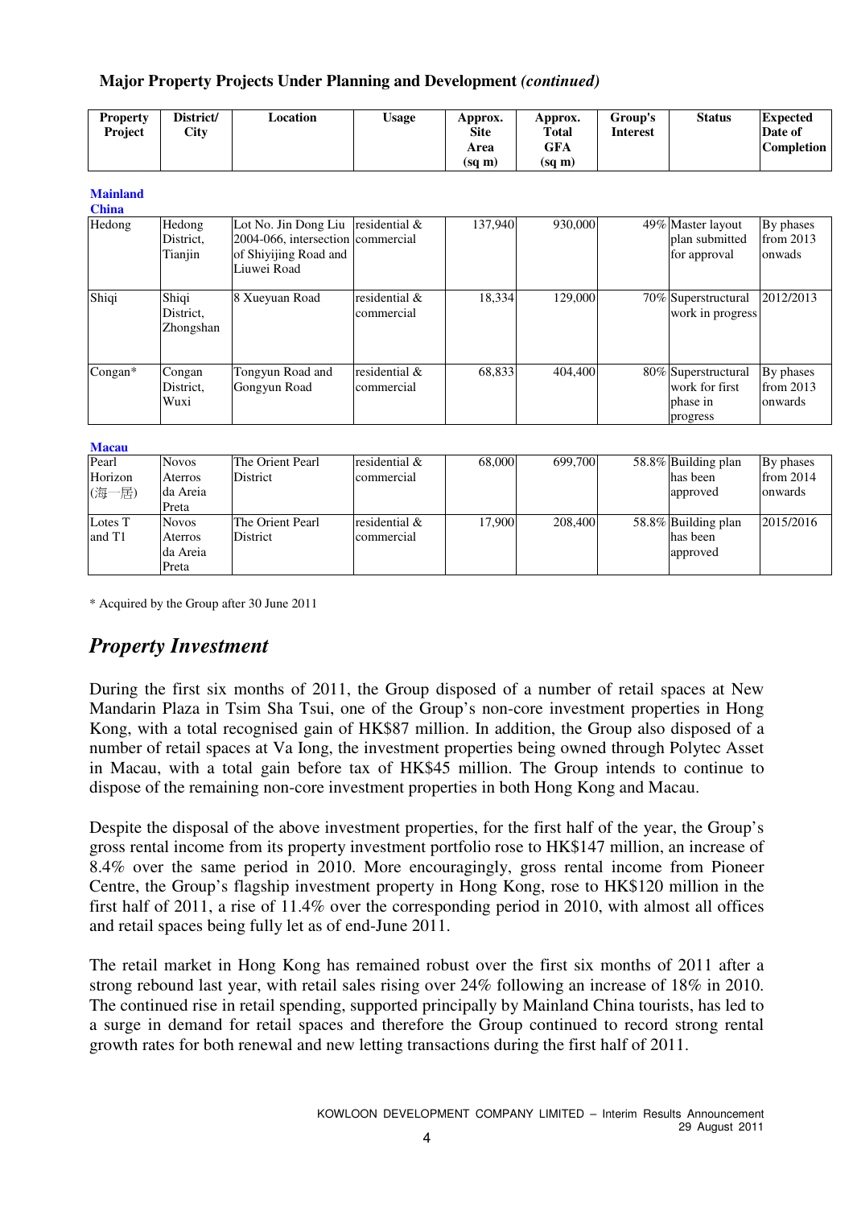## Major Property Projects Under Planning and Development *(continued)*

| Property Project | District/ City | Location | Usage | Approx. Site Area (sq m) | Approx. Total GFA (sq m) | Group's Interest | Status | Expected Date of Completion |
|---|---|---|---|---|---|---|---|---|
| **Mainland China** | | | | | | | | |
| Hedong | Hedong District, Tianjin | Lot No. Jin Dong Liu 2004-066, intersection of Shiyijing Road and Liuwei Road | residential & commercial | 137,940 | 930,000 | 49% | Master layout plan submitted for approval | By phases from 2013 onwads |
| Shiqi | Shiqi District, Zhongshan | 8 Xueyuan Road | residential & commercial | 18,334 | 129,000 | 70% | Superstructural work in progress | 2012/2013 |
| Congan* | Congan District, Wuxi | Tongyun Road and Gongyun Road | residential & commercial | 68,833 | 404,400 | 80% | Superstructural work for first phase in progress | By phases from 2013 onwards |
| **Macau** | | | | | | | | |
| Pearl Horizon (海一居) | Novos Aterros da Areia Preta | The Orient Pearl District | residential & commercial | 68,000 | 699,700 | 58.8% | Building plan has been approved | By phases from 2014 onwards |
| Lotes T and T1 | Novos Aterros da Areia Preta | The Orient Pearl District | residential & commercial | 17,900 | 208,400 | 58.8% | Building plan has been approved | 2015/2016 |

\* Acquired by the Group after 30 June 2011

## *Property Investment*

During the first six months of 2011, the Group disposed of a number of retail spaces at New Mandarin Plaza in Tsim Sha Tsui, one of the Group's non-core investment properties in Hong Kong, with a total recognised gain of HK$87 million. In addition, the Group also disposed of a number of retail spaces at Va Iong, the investment properties being owned through Polytec Asset in Macau, with a total gain before tax of HK$45 million. The Group intends to continue to dispose of the remaining non-core investment properties in both Hong Kong and Macau.

Despite the disposal of the above investment properties, for the first half of the year, the Group's gross rental income from its property investment portfolio rose to HK$147 million, an increase of 8.4% over the same period in 2010. More encouragingly, gross rental income from Pioneer Centre, the Group's flagship investment property in Hong Kong, rose to HK$120 million in the first half of 2011, a rise of 11.4% over the corresponding period in 2010, with almost all offices and retail spaces being fully let as of end-June 2011.

The retail market in Hong Kong has remained robust over the first six months of 2011 after a strong rebound last year, with retail sales rising over 24% following an increase of 18% in 2010. The continued rise in retail spending, supported principally by Mainland China tourists, has led to a surge in demand for retail spaces and therefore the Group continued to record strong rental growth rates for both renewal and new letting transactions during the first half of 2011.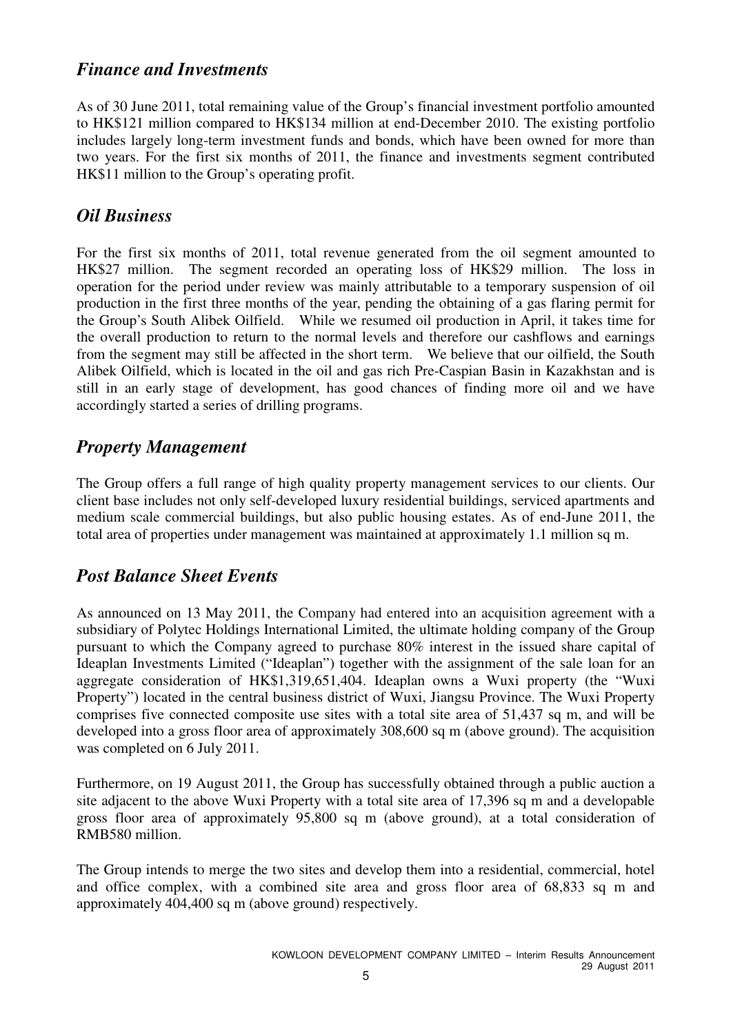## *Finance and Investments*

As of 30 June 2011, total remaining value of the Group's financial investment portfolio amounted to HK$121 million compared to HK$134 million at end-December 2010. The existing portfolio includes largely long-term investment funds and bonds, which have been owned for more than two years. For the first six months of 2011, the finance and investments segment contributed HK$11 million to the Group's operating profit.

## *Oil Business*

For the first six months of 2011, total revenue generated from the oil segment amounted to HK$27 million. The segment recorded an operating loss of HK$29 million. The loss in operation for the period under review was mainly attributable to a temporary suspension of oil production in the first three months of the year, pending the obtaining of a gas flaring permit for the Group's South Alibek Oilfield. While we resumed oil production in April, it takes time for the overall production to return to the normal levels and therefore our cashflows and earnings from the segment may still be affected in the short term. We believe that our oilfield, the South Alibek Oilfield, which is located in the oil and gas rich Pre-Caspian Basin in Kazakhstan and is still in an early stage of development, has good chances of finding more oil and we have accordingly started a series of drilling programs.

## *Property Management*

The Group offers a full range of high quality property management services to our clients. Our client base includes not only self-developed luxury residential buildings, serviced apartments and medium scale commercial buildings, but also public housing estates. As of end-June 2011, the total area of properties under management was maintained at approximately 1.1 million sq m.

## *Post Balance Sheet Events*

As announced on 13 May 2011, the Company had entered into an acquisition agreement with a subsidiary of Polytec Holdings International Limited, the ultimate holding company of the Group pursuant to which the Company agreed to purchase 80% interest in the issued share capital of Ideaplan Investments Limited ("Ideaplan") together with the assignment of the sale loan for an aggregate consideration of HK$1,319,651,404. Ideaplan owns a Wuxi property (the "Wuxi Property") located in the central business district of Wuxi, Jiangsu Province. The Wuxi Property comprises five connected composite use sites with a total site area of 51,437 sq m, and will be developed into a gross floor area of approximately 308,600 sq m (above ground). The acquisition was completed on 6 July 2011.

Furthermore, on 19 August 2011, the Group has successfully obtained through a public auction a site adjacent to the above Wuxi Property with a total site area of 17,396 sq m and a developable gross floor area of approximately 95,800 sq m (above ground), at a total consideration of RMB580 million.

The Group intends to merge the two sites and develop them into a residential, commercial, hotel and office complex, with a combined site area and gross floor area of 68,833 sq m and approximately 404,400 sq m (above ground) respectively.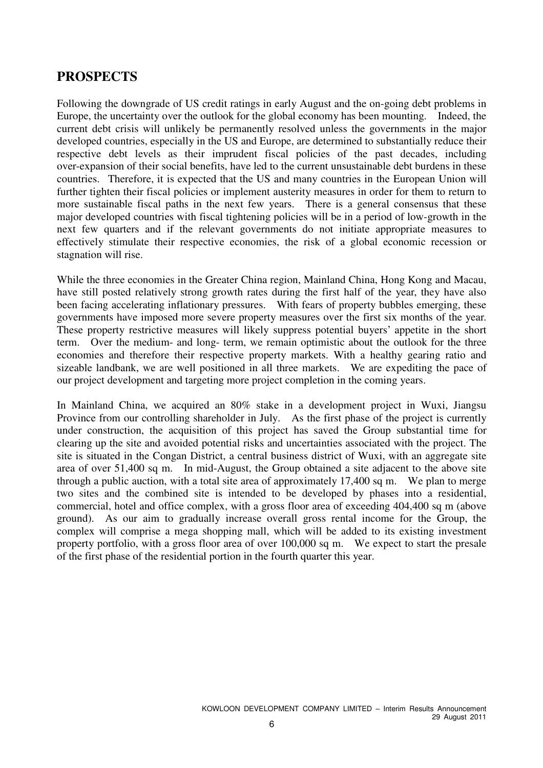## PROSPECTS

Following the downgrade of US credit ratings in early August and the on-going debt problems in Europe, the uncertainty over the outlook for the global economy has been mounting. Indeed, the current debt crisis will unlikely be permanently resolved unless the governments in the major developed countries, especially in the US and Europe, are determined to substantially reduce their respective debt levels as their imprudent fiscal policies of the past decades, including over-expansion of their social benefits, have led to the current unsustainable debt burdens in these countries. Therefore, it is expected that the US and many countries in the European Union will further tighten their fiscal policies or implement austerity measures in order for them to return to more sustainable fiscal paths in the next few years. There is a general consensus that these major developed countries with fiscal tightening policies will be in a period of low-growth in the next few quarters and if the relevant governments do not initiate appropriate measures to effectively stimulate their respective economies, the risk of a global economic recession or stagnation will rise.

While the three economies in the Greater China region, Mainland China, Hong Kong and Macau, have still posted relatively strong growth rates during the first half of the year, they have also been facing accelerating inflationary pressures. With fears of property bubbles emerging, these governments have imposed more severe property measures over the first six months of the year. These property restrictive measures will likely suppress potential buyers' appetite in the short term. Over the medium- and long- term, we remain optimistic about the outlook for the three economies and therefore their respective property markets. With a healthy gearing ratio and sizeable landbank, we are well positioned in all three markets. We are expediting the pace of our project development and targeting more project completion in the coming years.

In Mainland China, we acquired an 80% stake in a development project in Wuxi, Jiangsu Province from our controlling shareholder in July. As the first phase of the project is currently under construction, the acquisition of this project has saved the Group substantial time for clearing up the site and avoided potential risks and uncertainties associated with the project. The site is situated in the Congan District, a central business district of Wuxi, with an aggregate site area of over 51,400 sq m. In mid-August, the Group obtained a site adjacent to the above site through a public auction, with a total site area of approximately 17,400 sq m. We plan to merge two sites and the combined site is intended to be developed by phases into a residential, commercial, hotel and office complex, with a gross floor area of exceeding 404,400 sq m (above ground). As our aim to gradually increase overall gross rental income for the Group, the complex will comprise a mega shopping mall, which will be added to its existing investment property portfolio, with a gross floor area of over 100,000 sq m. We expect to start the presale of the first phase of the residential portion in the fourth quarter this year.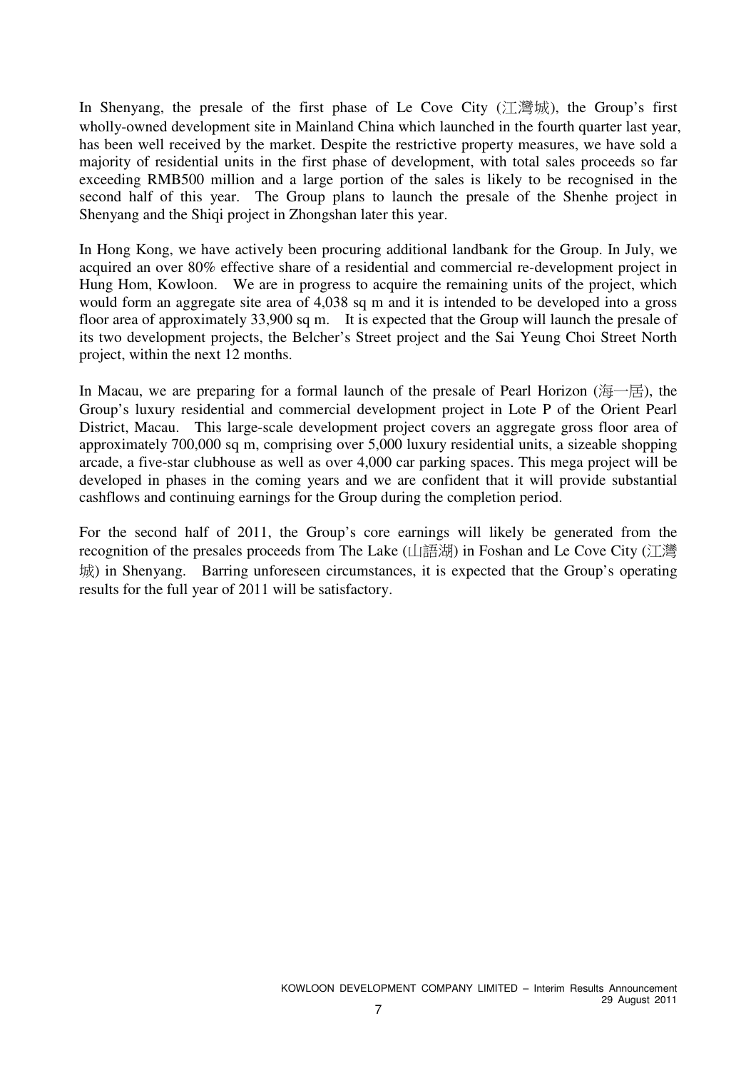In Shenyang, the presale of the first phase of Le Cove City (江灣城), the Group's first wholly-owned development site in Mainland China which launched in the fourth quarter last year, has been well received by the market. Despite the restrictive property measures, we have sold a majority of residential units in the first phase of development, with total sales proceeds so far exceeding RMB500 million and a large portion of the sales is likely to be recognised in the second half of this year. The Group plans to launch the presale of the Shenhe project in Shenyang and the Shiqi project in Zhongshan later this year.

In Hong Kong, we have actively been procuring additional landbank for the Group. In July, we acquired an over 80% effective share of a residential and commercial re-development project in Hung Hom, Kowloon. We are in progress to acquire the remaining units of the project, which would form an aggregate site area of 4,038 sq m and it is intended to be developed into a gross floor area of approximately 33,900 sq m. It is expected that the Group will launch the presale of its two development projects, the Belcher's Street project and the Sai Yeung Choi Street North project, within the next 12 months.

In Macau, we are preparing for a formal launch of the presale of Pearl Horizon (海一居), the Group's luxury residential and commercial development project in Lote P of the Orient Pearl District, Macau. This large-scale development project covers an aggregate gross floor area of approximately 700,000 sq m, comprising over 5,000 luxury residential units, a sizeable shopping arcade, a five-star clubhouse as well as over 4,000 car parking spaces. This mega project will be developed in phases in the coming years and we are confident that it will provide substantial cashflows and continuing earnings for the Group during the completion period.

For the second half of 2011, the Group's core earnings will likely be generated from the recognition of the presales proceeds from The Lake (山語湖) in Foshan and Le Cove City (江灣城) in Shenyang. Barring unforeseen circumstances, it is expected that the Group's operating results for the full year of 2011 will be satisfactory.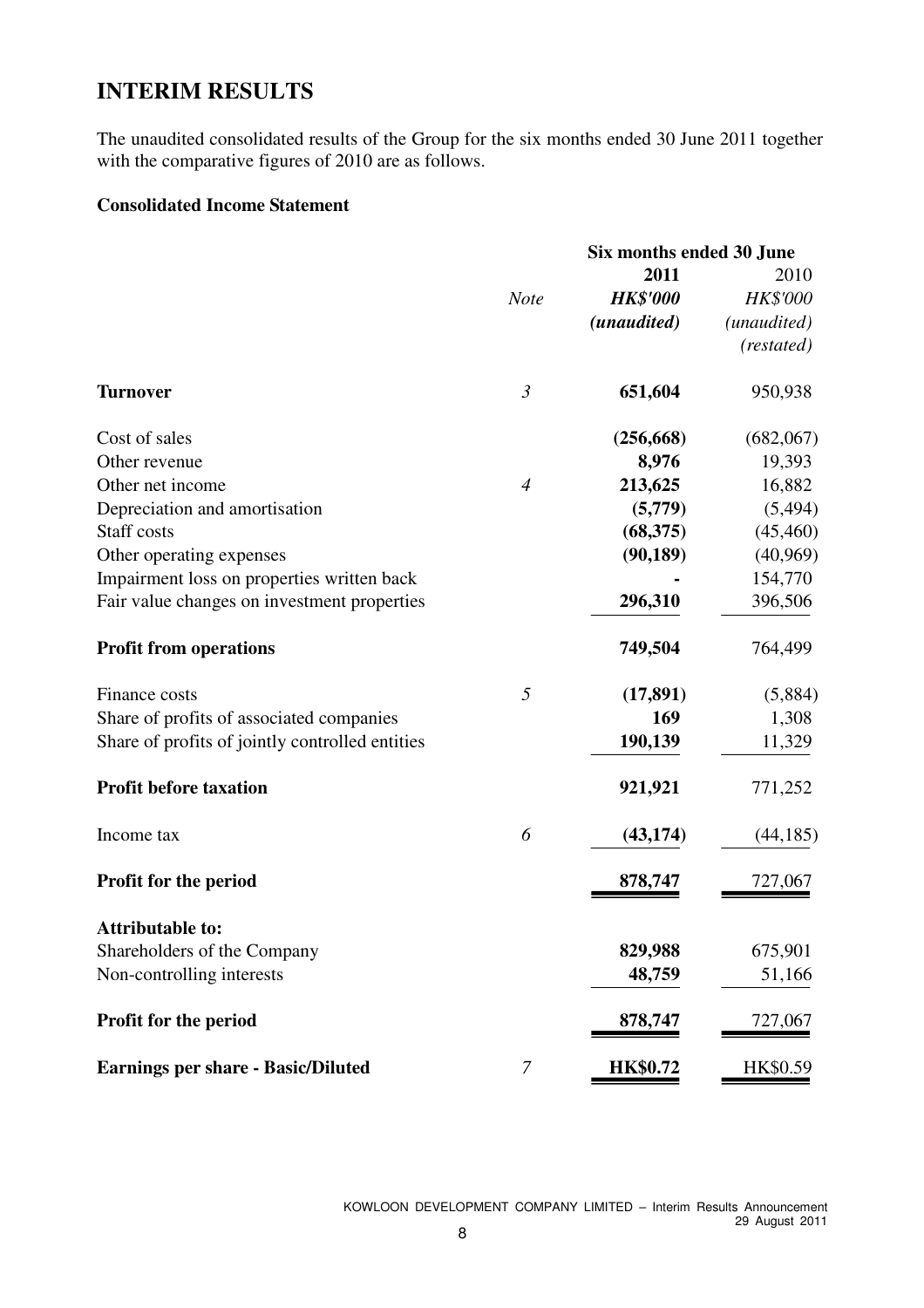# INTERIM RESULTS

The unaudited consolidated results of the Group for the six months ended 30 June 2011 together with the comparative figures of 2010 are as follows.

**Consolidated Income Statement**

| | | Six months ended 30 June | |
|---|---|---|---|
| | | **2011** | 2010 |
| | *Note* | ***HK$'000*** | *HK$'000* |
| | | ***(unaudited)*** | *(unaudited)* |
| | | | *(restated)* |
| **Turnover** | *3* | **651,604** | 950,938 |
| Cost of sales | | **(256,668)** | (682,067) |
| Other revenue | | **8,976** | 19,393 |
| Other net income | *4* | **213,625** | 16,882 |
| Depreciation and amortisation | | **(5,779)** | (5,494) |
| Staff costs | | **(68,375)** | (45,460) |
| Other operating expenses | | **(90,189)** | (40,969) |
| Impairment loss on properties written back | | **-** | 154,770 |
| Fair value changes on investment properties | | **296,310** | 396,506 |
| **Profit from operations** | | **749,504** | 764,499 |
| Finance costs | *5* | **(17,891)** | (5,884) |
| Share of profits of associated companies | | **169** | 1,308 |
| Share of profits of jointly controlled entities | | **190,139** | 11,329 |
| **Profit before taxation** | | **921,921** | 771,252 |
| Income tax | *6* | **(43,174)** | (44,185) |
| **Profit for the period** | | **878,747** | 727,067 |
| **Attributable to:** | | | |
| Shareholders of the Company | | **829,988** | 675,901 |
| Non-controlling interests | | **48,759** | 51,166 |
| **Profit for the period** | | **878,747** | 727,067 |
| **Earnings per share - Basic/Diluted** | *7* | **HK$0.72** | HK$0.59 |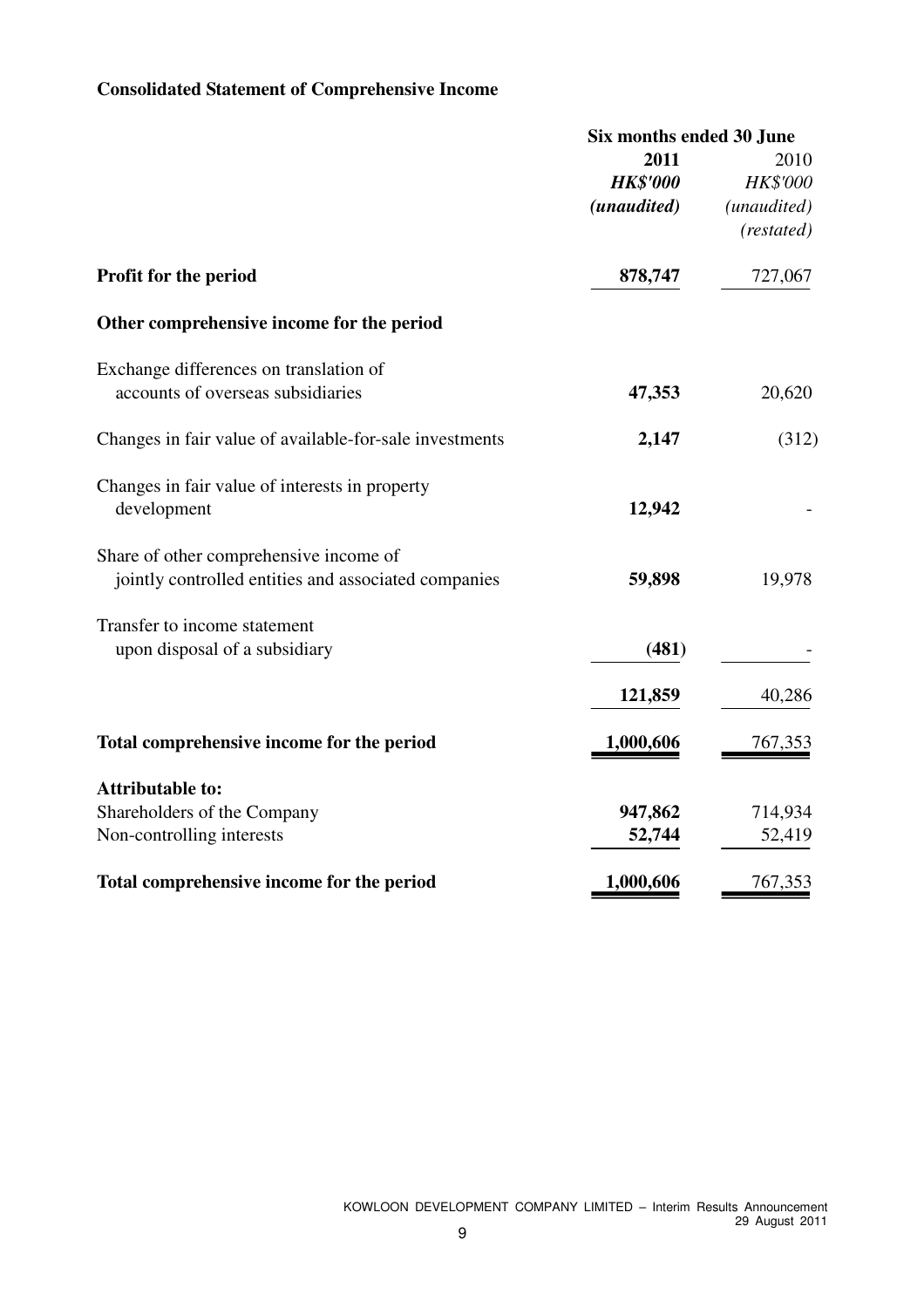**Consolidated Statement of Comprehensive Income**

| | Six months ended 30 June | |
|---|---|---|
| | **2011** | 2010 |
| | ***HK$'000*** | *HK$'000* |
| | ***(unaudited)*** | *(unaudited)* |
| | | *(restated)* |
| **Profit for the period** | **878,747** | 727,067 |
| **Other comprehensive income for the period** | | |
| Exchange differences on translation of accounts of overseas subsidiaries | **47,353** | 20,620 |
| Changes in fair value of available-for-sale investments | **2,147** | (312) |
| Changes in fair value of interests in property development | **12,942** | - |
| Share of other comprehensive income of jointly controlled entities and associated companies | **59,898** | 19,978 |
| Transfer to income statement upon disposal of a subsidiary | **(481)** | - |
| | **121,859** | 40,286 |
| **Total comprehensive income for the period** | **1,000,606** | 767,353 |
| **Attributable to:** | | |
| Shareholders of the Company | **947,862** | 714,934 |
| Non-controlling interests | **52,744** | 52,419 |
| **Total comprehensive income for the period** | **1,000,606** | 767,353 |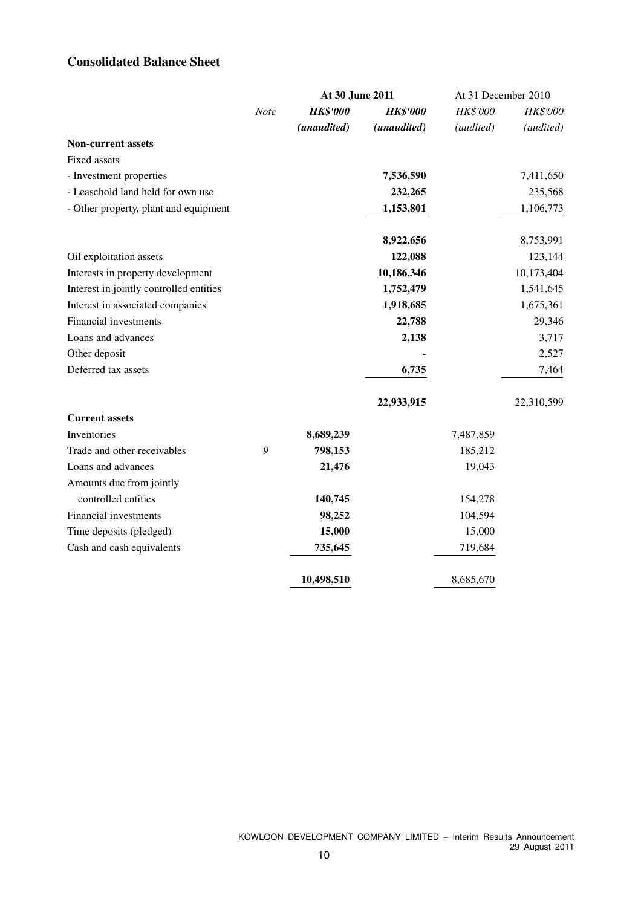## Consolidated Balance Sheet

| | Note | At 30 June 2011 | | At 31 December 2010 | |
|---|---|---|---|---|---|
| | | ***HK$'000*** | ***HK$'000*** | *HK$'000* | *HK$'000* |
| | | ***(unaudited)*** | ***(unaudited)*** | *(audited)* | *(audited)* |
| **Non-current assets** | | | | | |
| Fixed assets | | | | | |
| - Investment properties | | | **7,536,590** | | 7,411,650 |
| - Leasehold land held for own use | | | **232,265** | | 235,568 |
| - Other property, plant and equipment | | | **1,153,801** | | 1,106,773 |
| | | | **8,922,656** | | 8,753,991 |
| Oil exploitation assets | | | **122,088** | | 123,144 |
| Interests in property development | | | **10,186,346** | | 10,173,404 |
| Interest in jointly controlled entities | | | **1,752,479** | | 1,541,645 |
| Interest in associated companies | | | **1,918,685** | | 1,675,361 |
| Financial investments | | | **22,788** | | 29,346 |
| Loans and advances | | | **2,138** | | 3,717 |
| Other deposit | | | **-** | | 2,527 |
| Deferred tax assets | | | **6,735** | | 7,464 |
| | | | **22,933,915** | | 22,310,599 |
| **Current assets** | | | | | |
| Inventories | | **8,689,239** | | 7,487,859 | |
| Trade and other receivables | 9 | **798,153** | | 185,212 | |
| Loans and advances | | **21,476** | | 19,043 | |
| Amounts due from jointly controlled entities | | **140,745** | | 154,278 | |
| Financial investments | | **98,252** | | 104,594 | |
| Time deposits (pledged) | | **15,000** | | 15,000 | |
| Cash and cash equivalents | | **735,645** | | 719,684 | |
| | | **10,498,510** | | 8,685,670 | |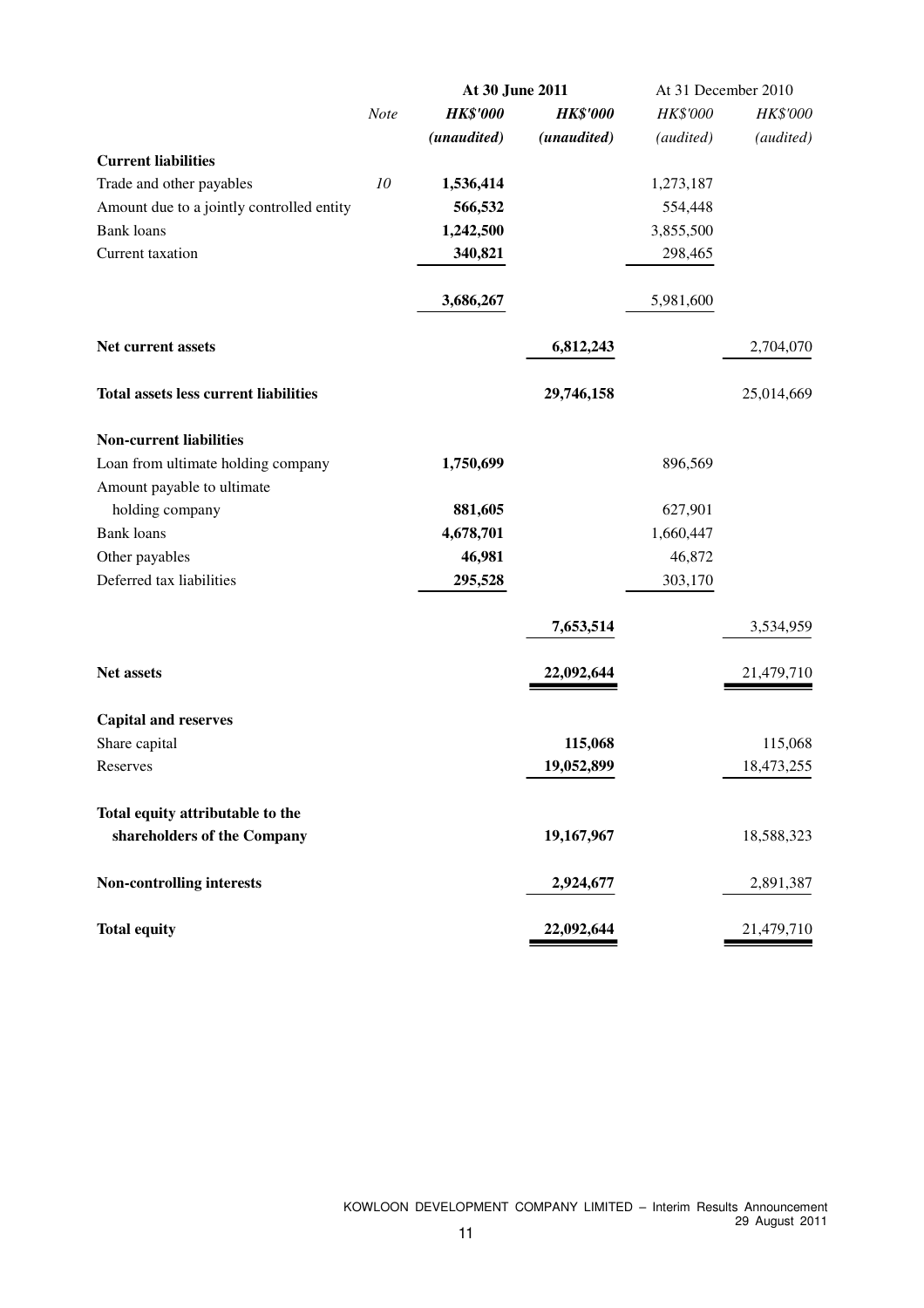| | Note | At 30 June 2011 | | At 31 December 2010 | |
|---|---|---|---|---|---|
| | | ***HK$'000*** | ***HK$'000*** | *HK$'000* | *HK$'000* |
| | | ***(unaudited)*** | ***(unaudited)*** | *(audited)* | *(audited)* |
| **Current liabilities** | | | | | |
| Trade and other payables | *10* | **1,536,414** | | 1,273,187 | |
| Amount due to a jointly controlled entity | | **566,532** | | 554,448 | |
| Bank loans | | **1,242,500** | | 3,855,500 | |
| Current taxation | | **340,821** | | 298,465 | |
| | | **3,686,267** | | 5,981,600 | |
| **Net current assets** | | | **6,812,243** | | 2,704,070 |
| **Total assets less current liabilities** | | | **29,746,158** | | 25,014,669 |
| **Non-current liabilities** | | | | | |
| Loan from ultimate holding company | | **1,750,699** | | 896,569 | |
| Amount payable to ultimate holding company | | **881,605** | | 627,901 | |
| Bank loans | | **4,678,701** | | 1,660,447 | |
| Other payables | | **46,981** | | 46,872 | |
| Deferred tax liabilities | | **295,528** | | 303,170 | |
| | | | **7,653,514** | | 3,534,959 |
| **Net assets** | | | **22,092,644** | | 21,479,710 |
| **Capital and reserves** | | | | | |
| Share capital | | | **115,068** | | 115,068 |
| Reserves | | | **19,052,899** | | 18,473,255 |
| **Total equity attributable to the shareholders of the Company** | | | **19,167,967** | | 18,588,323 |
| **Non-controlling interests** | | | **2,924,677** | | 2,891,387 |
| **Total equity** | | | **22,092,644** | | 21,479,710 |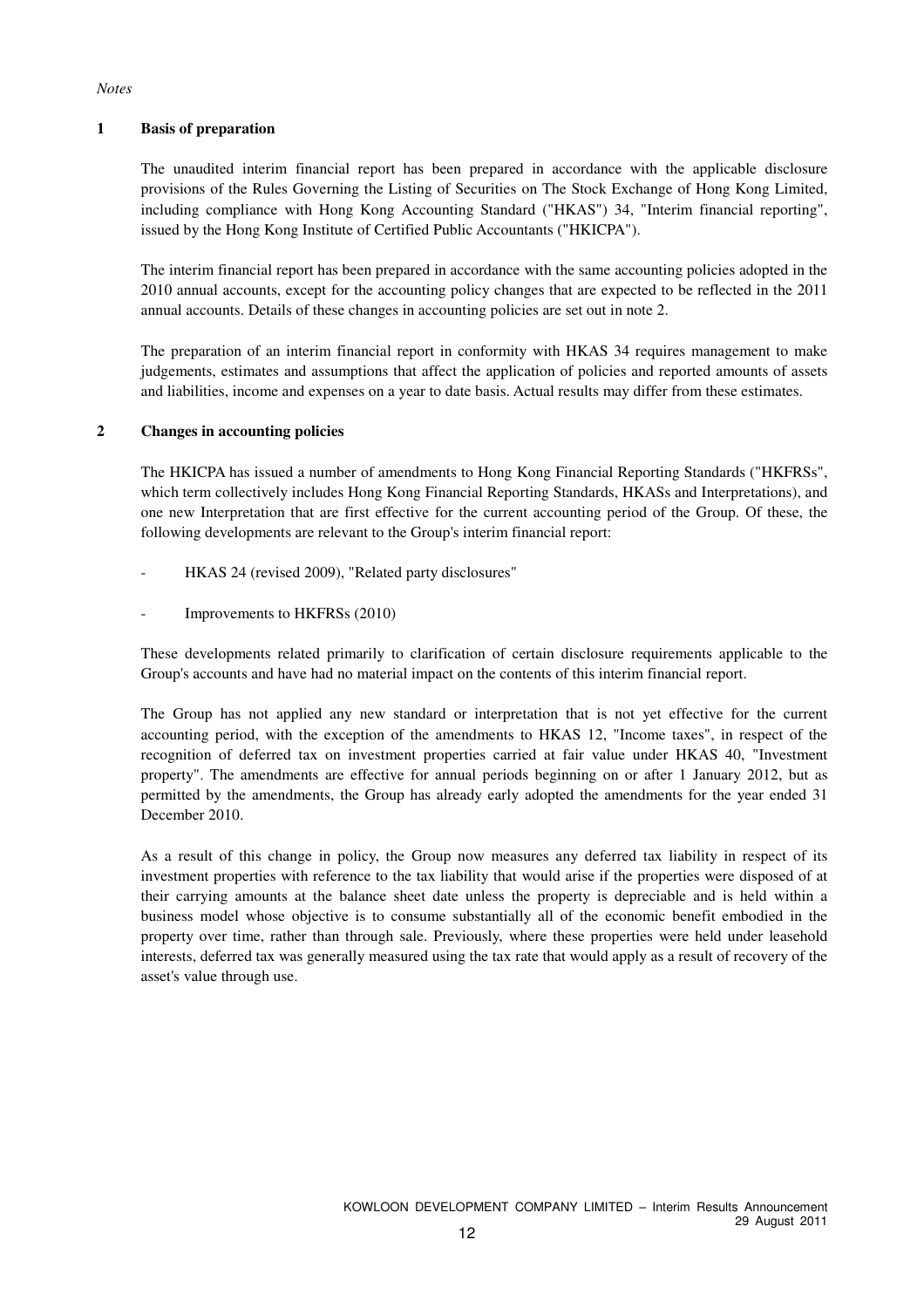*Notes*

## 1 Basis of preparation

The unaudited interim financial report has been prepared in accordance with the applicable disclosure provisions of the Rules Governing the Listing of Securities on The Stock Exchange of Hong Kong Limited, including compliance with Hong Kong Accounting Standard ("HKAS") 34, "Interim financial reporting", issued by the Hong Kong Institute of Certified Public Accountants ("HKICPA").

The interim financial report has been prepared in accordance with the same accounting policies adopted in the 2010 annual accounts, except for the accounting policy changes that are expected to be reflected in the 2011 annual accounts. Details of these changes in accounting policies are set out in note 2.

The preparation of an interim financial report in conformity with HKAS 34 requires management to make judgements, estimates and assumptions that affect the application of policies and reported amounts of assets and liabilities, income and expenses on a year to date basis. Actual results may differ from these estimates.

## 2 Changes in accounting policies

The HKICPA has issued a number of amendments to Hong Kong Financial Reporting Standards ("HKFRSs", which term collectively includes Hong Kong Financial Reporting Standards, HKASs and Interpretations), and one new Interpretation that are first effective for the current accounting period of the Group. Of these, the following developments are relevant to the Group's interim financial report:

- HKAS 24 (revised 2009), "Related party disclosures"
- Improvements to HKFRSs (2010)

These developments related primarily to clarification of certain disclosure requirements applicable to the Group's accounts and have had no material impact on the contents of this interim financial report.

The Group has not applied any new standard or interpretation that is not yet effective for the current accounting period, with the exception of the amendments to HKAS 12, "Income taxes", in respect of the recognition of deferred tax on investment properties carried at fair value under HKAS 40, "Investment property". The amendments are effective for annual periods beginning on or after 1 January 2012, but as permitted by the amendments, the Group has already early adopted the amendments for the year ended 31 December 2010.

As a result of this change in policy, the Group now measures any deferred tax liability in respect of its investment properties with reference to the tax liability that would arise if the properties were disposed of at their carrying amounts at the balance sheet date unless the property is depreciable and is held within a business model whose objective is to consume substantially all of the economic benefit embodied in the property over time, rather than through sale. Previously, where these properties were held under leasehold interests, deferred tax was generally measured using the tax rate that would apply as a result of recovery of the asset's value through use.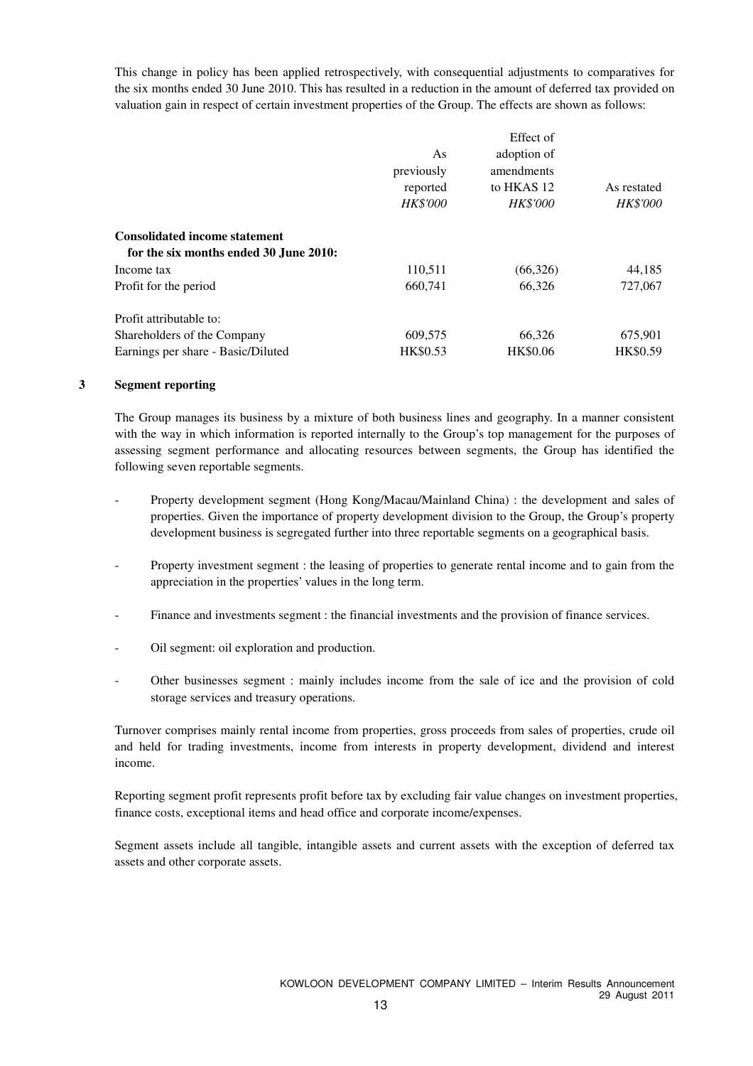This change in policy has been applied retrospectively, with consequential adjustments to comparatives for the six months ended 30 June 2010. This has resulted in a reduction in the amount of deferred tax provided on valuation gain in respect of certain investment properties of the Group. The effects are shown as follows:

| | As previously reported *HK$'000* | Effect of adoption of amendments to HKAS 12 *HK$'000* | As restated *HK$'000* |
|---|---|---|---|
| **Consolidated income statement for the six months ended 30 June 2010:** | | | |
| Income tax | 110,511 | (66,326) | 44,185 |
| Profit for the period | 660,741 | 66,326 | 727,067 |
| | | | |
| Profit attributable to: | | | |
| Shareholders of the Company | 609,575 | 66,326 | 675,901 |
| Earnings per share - Basic/Diluted | HK$0.53 | HK$0.06 | HK$0.59 |

## 3 Segment reporting

The Group manages its business by a mixture of both business lines and geography. In a manner consistent with the way in which information is reported internally to the Group's top management for the purposes of assessing segment performance and allocating resources between segments, the Group has identified the following seven reportable segments.

- Property development segment (Hong Kong/Macau/Mainland China) : the development and sales of properties. Given the importance of property development division to the Group, the Group's property development business is segregated further into three reportable segments on a geographical basis.
- Property investment segment : the leasing of properties to generate rental income and to gain from the appreciation in the properties' values in the long term.
- Finance and investments segment : the financial investments and the provision of finance services.
- Oil segment: oil exploration and production.
- Other businesses segment : mainly includes income from the sale of ice and the provision of cold storage services and treasury operations.

Turnover comprises mainly rental income from properties, gross proceeds from sales of properties, crude oil and held for trading investments, income from interests in property development, dividend and interest income.

Reporting segment profit represents profit before tax by excluding fair value changes on investment properties, finance costs, exceptional items and head office and corporate income/expenses.

Segment assets include all tangible, intangible assets and current assets with the exception of deferred tax assets and other corporate assets.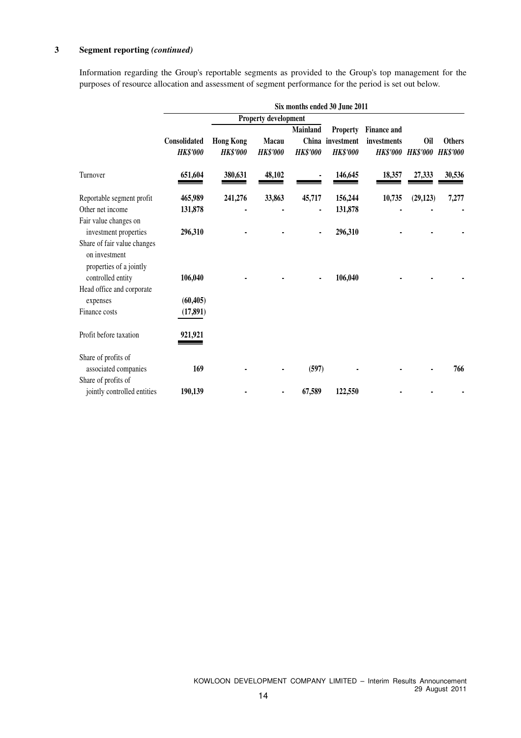## 3 Segment reporting *(continued)*

Information regarding the Group's reportable segments as provided to the Group's top management for the purposes of resource allocation and assessment of segment performance for the period is set out below.

| | Six months ended 30 June 2011 | | | | | | | |
|---|---|---|---|---|---|---|---|---|
| | | Property development | | | | | | |
| | Consolidated | Hong Kong | Macau | Mainland China | Property investment | Finance and investments | Oil | Others |
| | *HK$'000* | *HK$'000* | *HK$'000* | *HK$'000* | *HK$'000* | *HK$'000* | *HK$'000* | *HK$'000* |
| Turnover | 651,604 | 380,631 | 48,102 | - | 146,645 | 18,357 | 27,333 | 30,536 |
| Reportable segment profit | **465,989** | **241,276** | **33,863** | **45,717** | **156,244** | **10,735** | **(29,123)** | **7,277** |
| Other net income | **131,878** | **-** | **-** | **-** | **131,878** | **-** | **-** | **-** |
| Fair value changes on investment properties | **296,310** | **-** | **-** | **-** | **296,310** | **-** | **-** | **-** |
| Share of fair value changes on investment properties of a jointly controlled entity | **106,040** | **-** | **-** | **-** | **106,040** | **-** | **-** | **-** |
| Head office and corporate expenses | **(60,405)** | | | | | | | |
| Finance costs | **(17,891)** | | | | | | | |
| Profit before taxation | **921,921** | | | | | | | |
| Share of profits of associated companies | **169** | **-** | **-** | **(597)** | **-** | **-** | **-** | **766** |
| Share of profits of jointly controlled entities | **190,139** | **-** | **-** | **67,589** | **122,550** | **-** | **-** | **-** |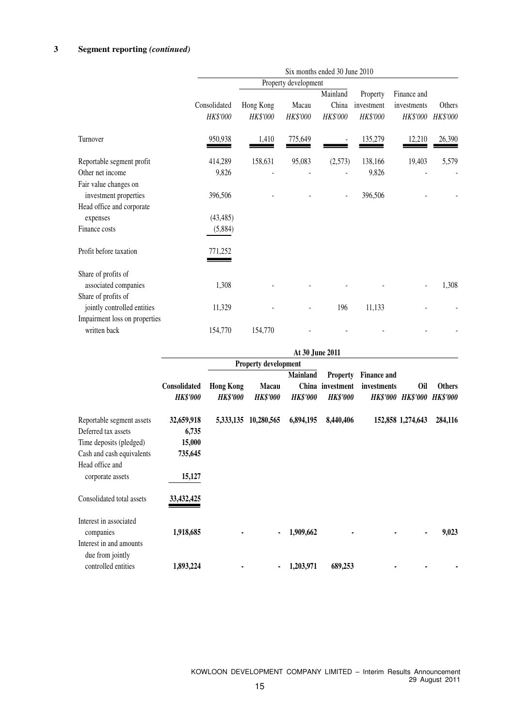## 3 Segment reporting *(continued)*

| | Six months ended 30 June 2010 | | | | | | |
|---|---|---|---|---|---|---|---|
| | | Property development | | | | | |
| | Consolidated | Hong Kong | Macau | Mainland China | Property investment | Finance and investments | Others |
| | *HK$'000* | *HK$'000* | *HK$'000* | *HK$'000* | *HK$'000* | *HK$'000* | *HK$'000* |
| Turnover | 950,938 | 1,410 | 775,649 | - | 135,279 | 12,210 | 26,390 |
| Reportable segment profit | 414,289 | 158,631 | 95,083 | (2,573) | 138,166 | 19,403 | 5,579 |
| Other net income | 9,826 | - | - | - | 9,826 | - | - |
| Fair value changes on investment properties | 396,506 | - | - | - | 396,506 | - | - |
| Head office and corporate expenses | (43,485) | | | | | | |
| Finance costs | (5,884) | | | | | | |
| Profit before taxation | 771,252 | | | | | | |
| Share of profits of associated companies | 1,308 | - | - | - | - | - | 1,308 |
| Share of profits of jointly controlled entities | 11,329 | - | - | 196 | 11,133 | - | - |
| Impairment loss on properties written back | 154,770 | 154,770 | - | - | - | - | - |

| | **At 30 June 2011** | | | | | | | |
|---|---|---|---|---|---|---|---|---|
| | | **Property development** | | | | | | |
| | **Consolidated** | **Hong Kong** | **Macau** | **Mainland China** | **Property investment** | **Finance and investments** | **Oil** | **Others** |
| | ***HK$'000*** | ***HK$'000*** | ***HK$'000*** | ***HK$'000*** | ***HK$'000*** | ***HK$'000*** | ***HK$'000*** | ***HK$'000*** |
| Reportable segment assets | **32,659,918** | **5,333,135** | **10,280,565** | **6,894,195** | **8,440,406** | **152,858** | **1,274,643** | **284,116** |
| Deferred tax assets | **6,735** | | | | | | | |
| Time deposits (pledged) | **15,000** | | | | | | | |
| Cash and cash equivalents | **735,645** | | | | | | | |
| Head office and corporate assets | **15,127** | | | | | | | |
| Consolidated total assets | **33,432,425** | | | | | | | |
| Interest in associated companies | **1,918,685** | **-** | **-** | **1,909,662** | **-** | **-** | **-** | **9,023** |
| Interest in and amounts due from jointly controlled entities | **1,893,224** | **-** | **-** | **1,203,971** | **689,253** | **-** | **-** | **-** |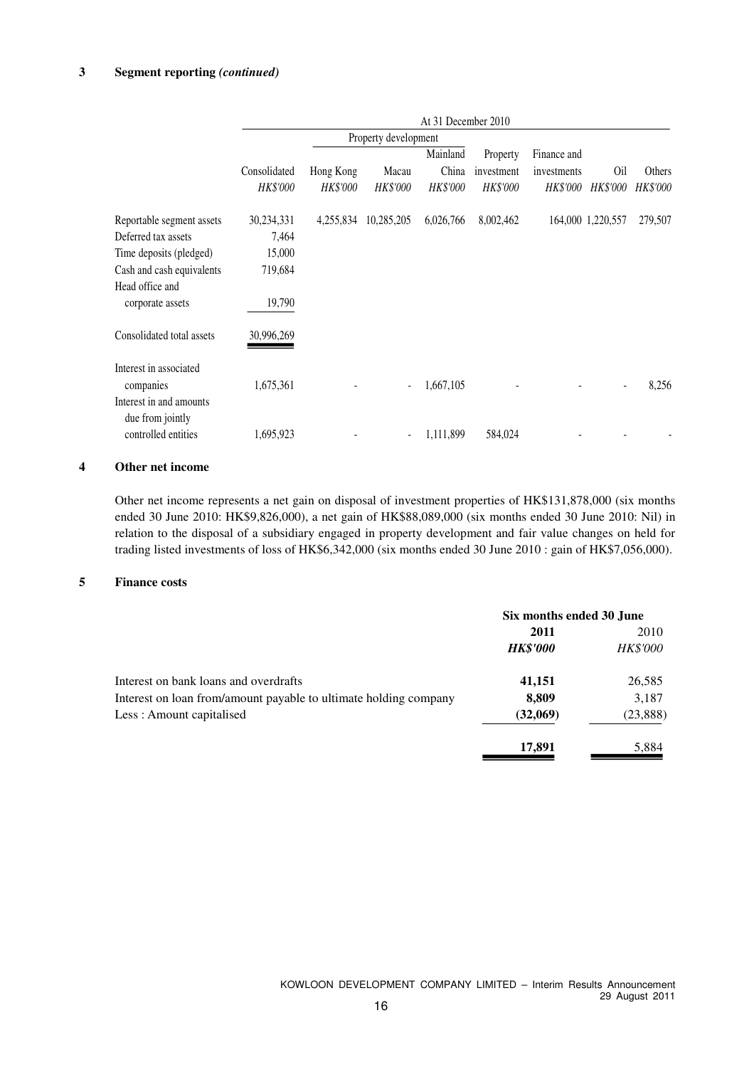**3 Segment reporting *(continued)***

| | At 31 December 2010 | | | | | | | |
|---|---|---|---|---|---|---|---|---|
| | | Property development | | | | | | |
| | Consolidated | Hong Kong | Macau | Mainland China | Property investment | Finance and investments | Oil | Others |
| | *HK$'000* | *HK$'000* | *HK$'000* | *HK$'000* | *HK$'000* | *HK$'000* | *HK$'000* | *HK$'000* |
| Reportable segment assets | 30,234,331 | 4,255,834 | 10,285,205 | 6,026,766 | 8,002,462 | 164,000 | 1,220,557 | 279,507 |
| Deferred tax assets | 7,464 | | | | | | | |
| Time deposits (pledged) | 15,000 | | | | | | | |
| Cash and cash equivalents | 719,684 | | | | | | | |
| Head office and corporate assets | 19,790 | | | | | | | |
| Consolidated total assets | 30,996,269 | | | | | | | |
| Interest in associated companies | 1,675,361 | - | - | 1,667,105 | - | - | - | 8,256 |
| Interest in and amounts due from jointly controlled entities | 1,695,923 | - | - | 1,111,899 | 584,024 | - | - | - |

**4 Other net income**

Other net income represents a net gain on disposal of investment properties of HK$131,878,000 (six months ended 30 June 2010: HK$9,826,000), a net gain of HK$88,089,000 (six months ended 30 June 2010: Nil) in relation to the disposal of a subsidiary engaged in property development and fair value changes on held for trading listed investments of loss of HK$6,342,000 (six months ended 30 June 2010 : gain of HK$7,056,000).

**5 Finance costs**

| | Six months ended 30 June | |
|---|---|---|
| | **2011** | 2010 |
| | ***HK$'000*** | *HK$'000* |
| Interest on bank loans and overdrafts | **41,151** | 26,585 |
| Interest on loan from/amount payable to ultimate holding company | **8,809** | 3,187 |
| Less : Amount capitalised | **(32,069)** | (23,888) |
| | **17,891** | 5,884 |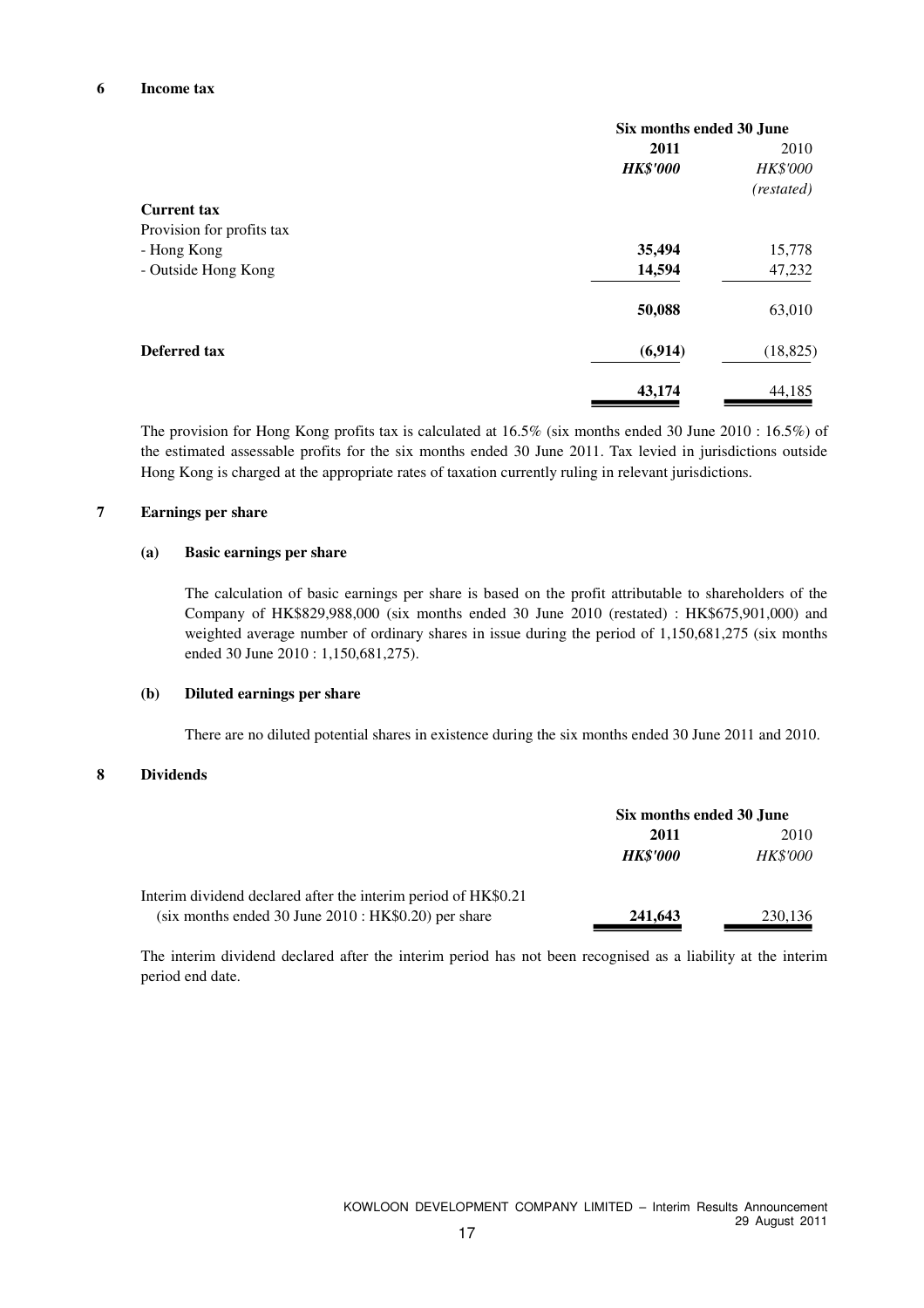## 6 Income tax

| | Six months ended 30 June | |
|---|---|---|
| | **2011** | 2010 |
| | ***HK$'000*** | *HK$'000* |
| | | *(restated)* |
| **Current tax** | | |
| Provision for profits tax | | |
| - Hong Kong | **35,494** | 15,778 |
| - Outside Hong Kong | **14,594** | 47,232 |
| | **50,088** | 63,010 |
| **Deferred tax** | **(6,914)** | (18,825) |
| | **43,174** | 44,185 |

The provision for Hong Kong profits tax is calculated at 16.5% (six months ended 30 June 2010 : 16.5%) of the estimated assessable profits for the six months ended 30 June 2011. Tax levied in jurisdictions outside Hong Kong is charged at the appropriate rates of taxation currently ruling in relevant jurisdictions.

## 7 Earnings per share

### (a) Basic earnings per share

The calculation of basic earnings per share is based on the profit attributable to shareholders of the Company of HK$829,988,000 (six months ended 30 June 2010 (restated) : HK$675,901,000) and weighted average number of ordinary shares in issue during the period of 1,150,681,275 (six months ended 30 June 2010 : 1,150,681,275).

### (b) Diluted earnings per share

There are no diluted potential shares in existence during the six months ended 30 June 2011 and 2010.

## 8 Dividends

| | Six months ended 30 June | |
|---|---|---|
| | **2011** | 2010 |
| | ***HK$'000*** | *HK$'000* |
| Interim dividend declared after the interim period of HK$0.21 (six months ended 30 June 2010 : HK$0.20) per share | **241,643** | 230,136 |

The interim dividend declared after the interim period has not been recognised as a liability at the interim period end date.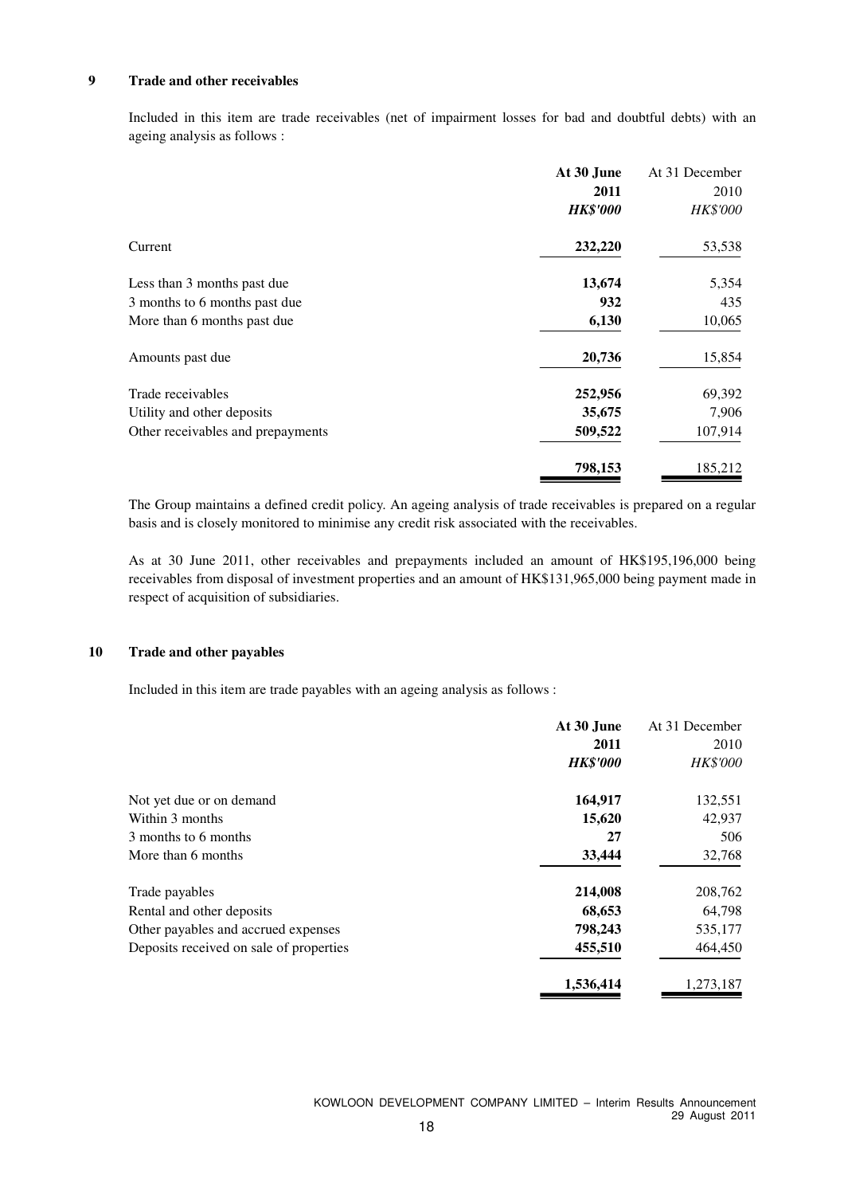## 9 Trade and other receivables

Included in this item are trade receivables (net of impairment losses for bad and doubtful debts) with an ageing analysis as follows :

| | **At 30 June 2011** | At 31 December 2010 |
|---|---|---|
| | ***HK$'000*** | *HK$'000* |
| Current | **232,220** | 53,538 |
| Less than 3 months past due | **13,674** | 5,354 |
| 3 months to 6 months past due | **932** | 435 |
| More than 6 months past due | **6,130** | 10,065 |
| Amounts past due | **20,736** | 15,854 |
| Trade receivables | **252,956** | 69,392 |
| Utility and other deposits | **35,675** | 7,906 |
| Other receivables and prepayments | **509,522** | 107,914 |
| | **798,153** | 185,212 |

The Group maintains a defined credit policy. An ageing analysis of trade receivables is prepared on a regular basis and is closely monitored to minimise any credit risk associated with the receivables.

As at 30 June 2011, other receivables and prepayments included an amount of HK$195,196,000 being receivables from disposal of investment properties and an amount of HK$131,965,000 being payment made in respect of acquisition of subsidiaries.

## 10 Trade and other payables

Included in this item are trade payables with an ageing analysis as follows :

| | **At 30 June 2011** | At 31 December 2010 |
|---|---|---|
| | ***HK$'000*** | *HK$'000* |
| Not yet due or on demand | **164,917** | 132,551 |
| Within 3 months | **15,620** | 42,937 |
| 3 months to 6 months | **27** | 506 |
| More than 6 months | **33,444** | 32,768 |
| Trade payables | **214,008** | 208,762 |
| Rental and other deposits | **68,653** | 64,798 |
| Other payables and accrued expenses | **798,243** | 535,177 |
| Deposits received on sale of properties | **455,510** | 464,450 |
| | **1,536,414** | 1,273,187 |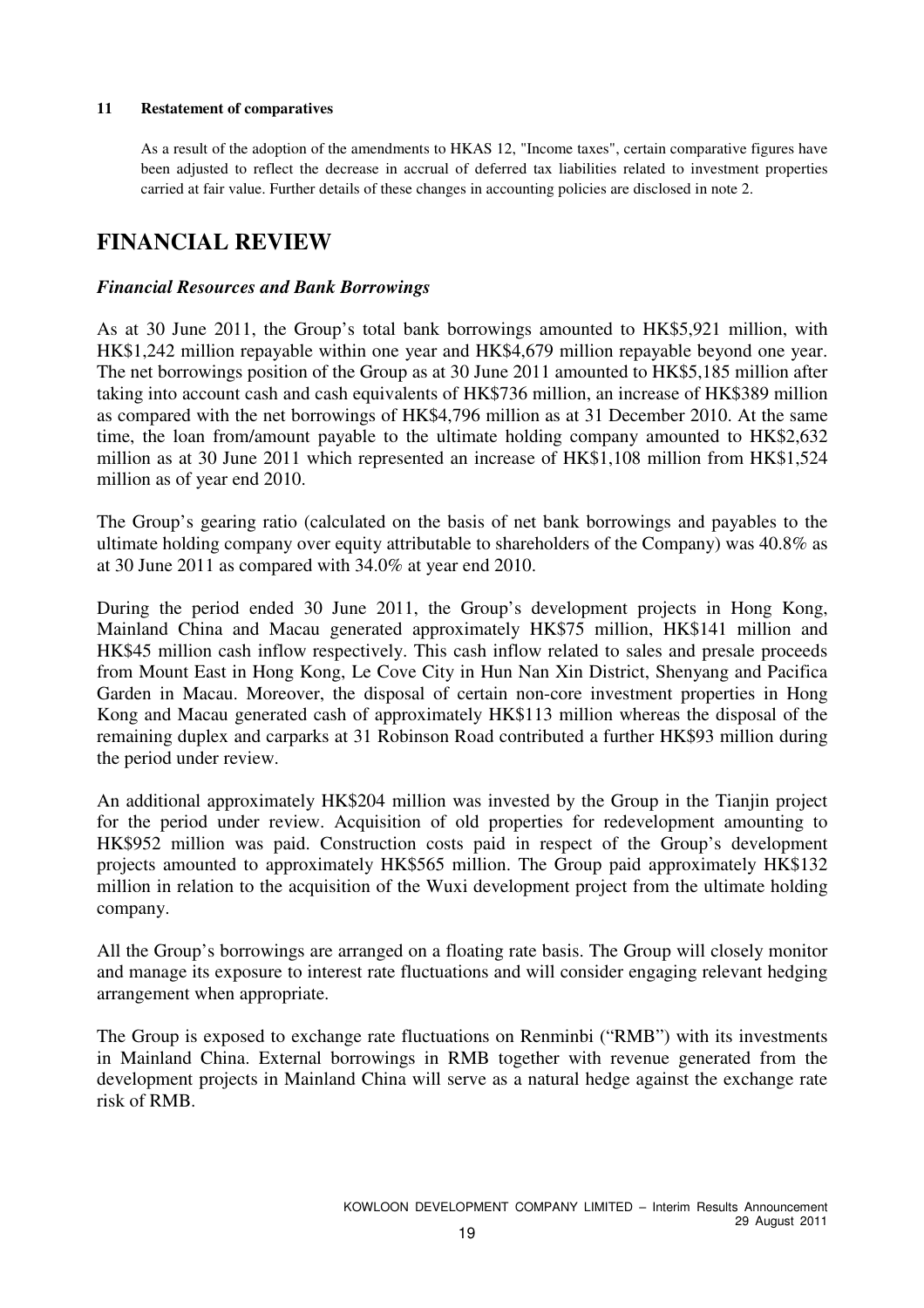**11 Restatement of comparatives**

As a result of the adoption of the amendments to HKAS 12, "Income taxes", certain comparative figures have been adjusted to reflect the decrease in accrual of deferred tax liabilities related to investment properties carried at fair value. Further details of these changes in accounting policies are disclosed in note 2.

# FINANCIAL REVIEW

### *Financial Resources and Bank Borrowings*

As at 30 June 2011, the Group's total bank borrowings amounted to HK$5,921 million, with HK$1,242 million repayable within one year and HK$4,679 million repayable beyond one year. The net borrowings position of the Group as at 30 June 2011 amounted to HK$5,185 million after taking into account cash and cash equivalents of HK$736 million, an increase of HK$389 million as compared with the net borrowings of HK$4,796 million as at 31 December 2010. At the same time, the loan from/amount payable to the ultimate holding company amounted to HK$2,632 million as at 30 June 2011 which represented an increase of HK$1,108 million from HK$1,524 million as of year end 2010.

The Group's gearing ratio (calculated on the basis of net bank borrowings and payables to the ultimate holding company over equity attributable to shareholders of the Company) was 40.8% as at 30 June 2011 as compared with 34.0% at year end 2010.

During the period ended 30 June 2011, the Group's development projects in Hong Kong, Mainland China and Macau generated approximately HK$75 million, HK$141 million and HK$45 million cash inflow respectively. This cash inflow related to sales and presale proceeds from Mount East in Hong Kong, Le Cove City in Hun Nan Xin District, Shenyang and Pacifica Garden in Macau. Moreover, the disposal of certain non-core investment properties in Hong Kong and Macau generated cash of approximately HK$113 million whereas the disposal of the remaining duplex and carparks at 31 Robinson Road contributed a further HK$93 million during the period under review.

An additional approximately HK$204 million was invested by the Group in the Tianjin project for the period under review. Acquisition of old properties for redevelopment amounting to HK$952 million was paid. Construction costs paid in respect of the Group's development projects amounted to approximately HK$565 million. The Group paid approximately HK$132 million in relation to the acquisition of the Wuxi development project from the ultimate holding company.

All the Group's borrowings are arranged on a floating rate basis. The Group will closely monitor and manage its exposure to interest rate fluctuations and will consider engaging relevant hedging arrangement when appropriate.

The Group is exposed to exchange rate fluctuations on Renminbi ("RMB") with its investments in Mainland China. External borrowings in RMB together with revenue generated from the development projects in Mainland China will serve as a natural hedge against the exchange rate risk of RMB.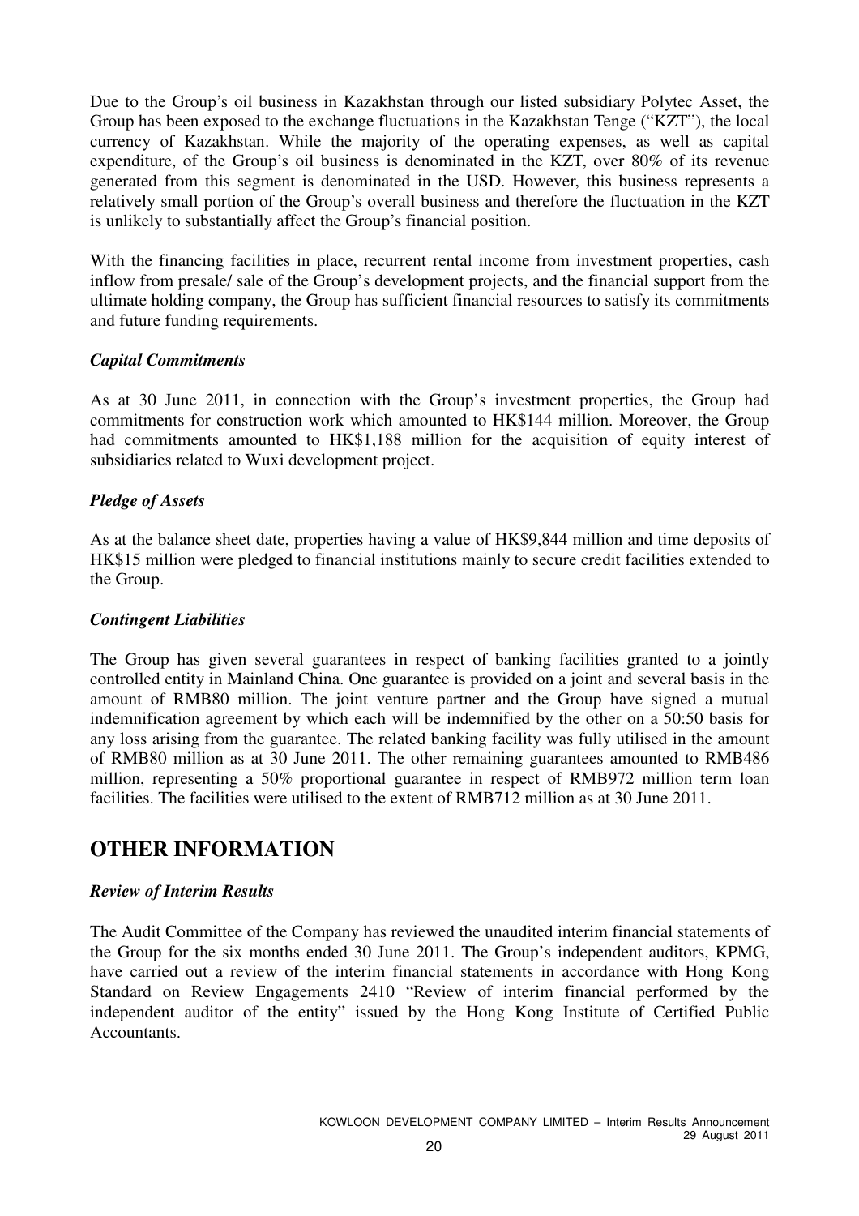Due to the Group's oil business in Kazakhstan through our listed subsidiary Polytec Asset, the Group has been exposed to the exchange fluctuations in the Kazakhstan Tenge ("KZT"), the local currency of Kazakhstan. While the majority of the operating expenses, as well as capital expenditure, of the Group's oil business is denominated in the KZT, over 80% of its revenue generated from this segment is denominated in the USD. However, this business represents a relatively small portion of the Group's overall business and therefore the fluctuation in the KZT is unlikely to substantially affect the Group's financial position.

With the financing facilities in place, recurrent rental income from investment properties, cash inflow from presale/ sale of the Group's development projects, and the financial support from the ultimate holding company, the Group has sufficient financial resources to satisfy its commitments and future funding requirements.

### *Capital Commitments*

As at 30 June 2011, in connection with the Group's investment properties, the Group had commitments for construction work which amounted to HK$144 million. Moreover, the Group had commitments amounted to HK$1,188 million for the acquisition of equity interest of subsidiaries related to Wuxi development project.

### *Pledge of Assets*

As at the balance sheet date, properties having a value of HK$9,844 million and time deposits of HK$15 million were pledged to financial institutions mainly to secure credit facilities extended to the Group.

### *Contingent Liabilities*

The Group has given several guarantees in respect of banking facilities granted to a jointly controlled entity in Mainland China. One guarantee is provided on a joint and several basis in the amount of RMB80 million. The joint venture partner and the Group have signed a mutual indemnification agreement by which each will be indemnified by the other on a 50:50 basis for any loss arising from the guarantee. The related banking facility was fully utilised in the amount of RMB80 million as at 30 June 2011. The other remaining guarantees amounted to RMB486 million, representing a 50% proportional guarantee in respect of RMB972 million term loan facilities. The facilities were utilised to the extent of RMB712 million as at 30 June 2011.

## OTHER INFORMATION

### *Review of Interim Results*

The Audit Committee of the Company has reviewed the unaudited interim financial statements of the Group for the six months ended 30 June 2011. The Group's independent auditors, KPMG, have carried out a review of the interim financial statements in accordance with Hong Kong Standard on Review Engagements 2410 "Review of interim financial performed by the independent auditor of the entity" issued by the Hong Kong Institute of Certified Public Accountants.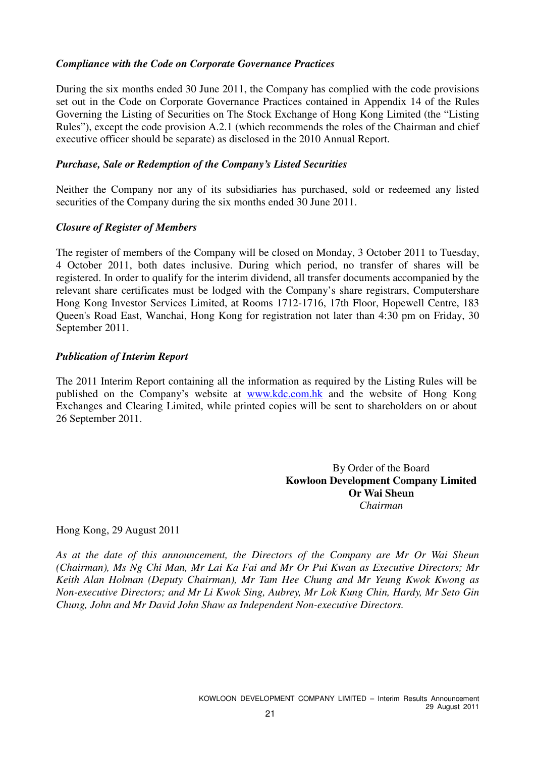### *Compliance with the Code on Corporate Governance Practices*

During the six months ended 30 June 2011, the Company has complied with the code provisions set out in the Code on Corporate Governance Practices contained in Appendix 14 of the Rules Governing the Listing of Securities on The Stock Exchange of Hong Kong Limited (the "Listing Rules"), except the code provision A.2.1 (which recommends the roles of the Chairman and chief executive officer should be separate) as disclosed in the 2010 Annual Report.

### *Purchase, Sale or Redemption of the Company's Listed Securities*

Neither the Company nor any of its subsidiaries has purchased, sold or redeemed any listed securities of the Company during the six months ended 30 June 2011.

### *Closure of Register of Members*

The register of members of the Company will be closed on Monday, 3 October 2011 to Tuesday, 4 October 2011, both dates inclusive. During which period, no transfer of shares will be registered. In order to qualify for the interim dividend, all transfer documents accompanied by the relevant share certificates must be lodged with the Company's share registrars, Computershare Hong Kong Investor Services Limited, at Rooms 1712-1716, 17th Floor, Hopewell Centre, 183 Queen's Road East, Wanchai, Hong Kong for registration not later than 4:30 pm on Friday, 30 September 2011.

### *Publication of Interim Report*

The 2011 Interim Report containing all the information as required by the Listing Rules will be published on the Company's website at www.kdc.com.hk and the website of Hong Kong Exchanges and Clearing Limited, while printed copies will be sent to shareholders on or about 26 September 2011.

By Order of the Board
**Kowloon Development Company Limited**
**Or Wai Sheun**
*Chairman*

Hong Kong, 29 August 2011

*As at the date of this announcement, the Directors of the Company are Mr Or Wai Sheun (Chairman), Ms Ng Chi Man, Mr Lai Ka Fai and Mr Or Pui Kwan as Executive Directors; Mr Keith Alan Holman (Deputy Chairman), Mr Tam Hee Chung and Mr Yeung Kwok Kwong as Non-executive Directors; and Mr Li Kwok Sing, Aubrey, Mr Lok Kung Chin, Hardy, Mr Seto Gin Chung, John and Mr David John Shaw as Independent Non-executive Directors.*